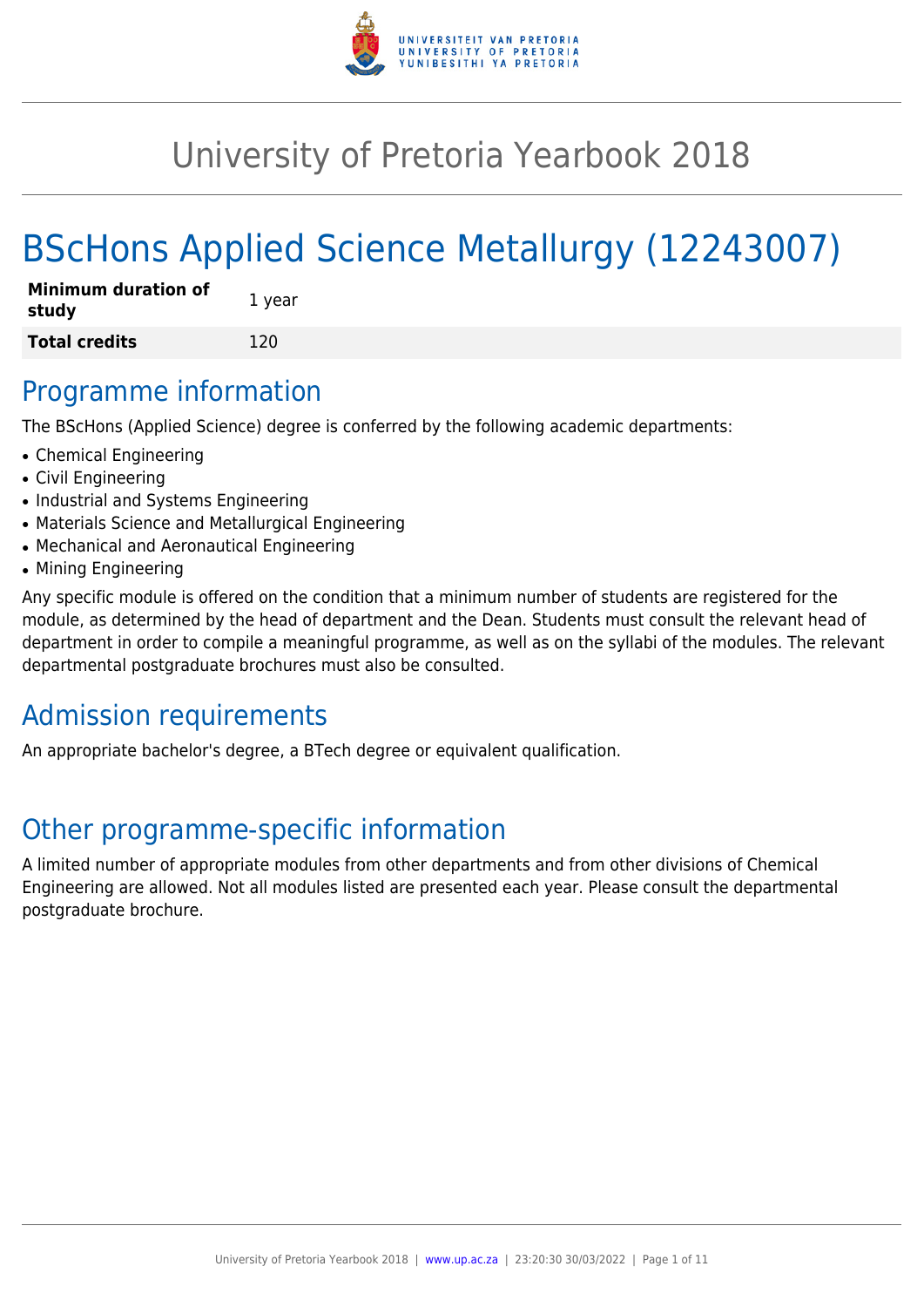# University of Pretoria Yearbook 2018

# BScHons Applied Science Metallurgy (12243007)

| | |
|---|---|
| **Minimum duration of study** | 1 year |
| **Total credits** | 120 |

## Programme information

The BScHons (Applied Science) degree is conferred by the following academic departments:

- Chemical Engineering
- Civil Engineering
- Industrial and Systems Engineering
- Materials Science and Metallurgical Engineering
- Mechanical and Aeronautical Engineering
- Mining Engineering

Any specific module is offered on the condition that a minimum number of students are registered for the module, as determined by the head of department and the Dean. Students must consult the relevant head of department in order to compile a meaningful programme, as well as on the syllabi of the modules. The relevant departmental postgraduate brochures must also be consulted.

## Admission requirements

An appropriate bachelor's degree, a BTech degree or equivalent qualification.

## Other programme-specific information

A limited number of appropriate modules from other departments and from other divisions of Chemical Engineering are allowed. Not all modules listed are presented each year. Please consult the departmental postgraduate brochure.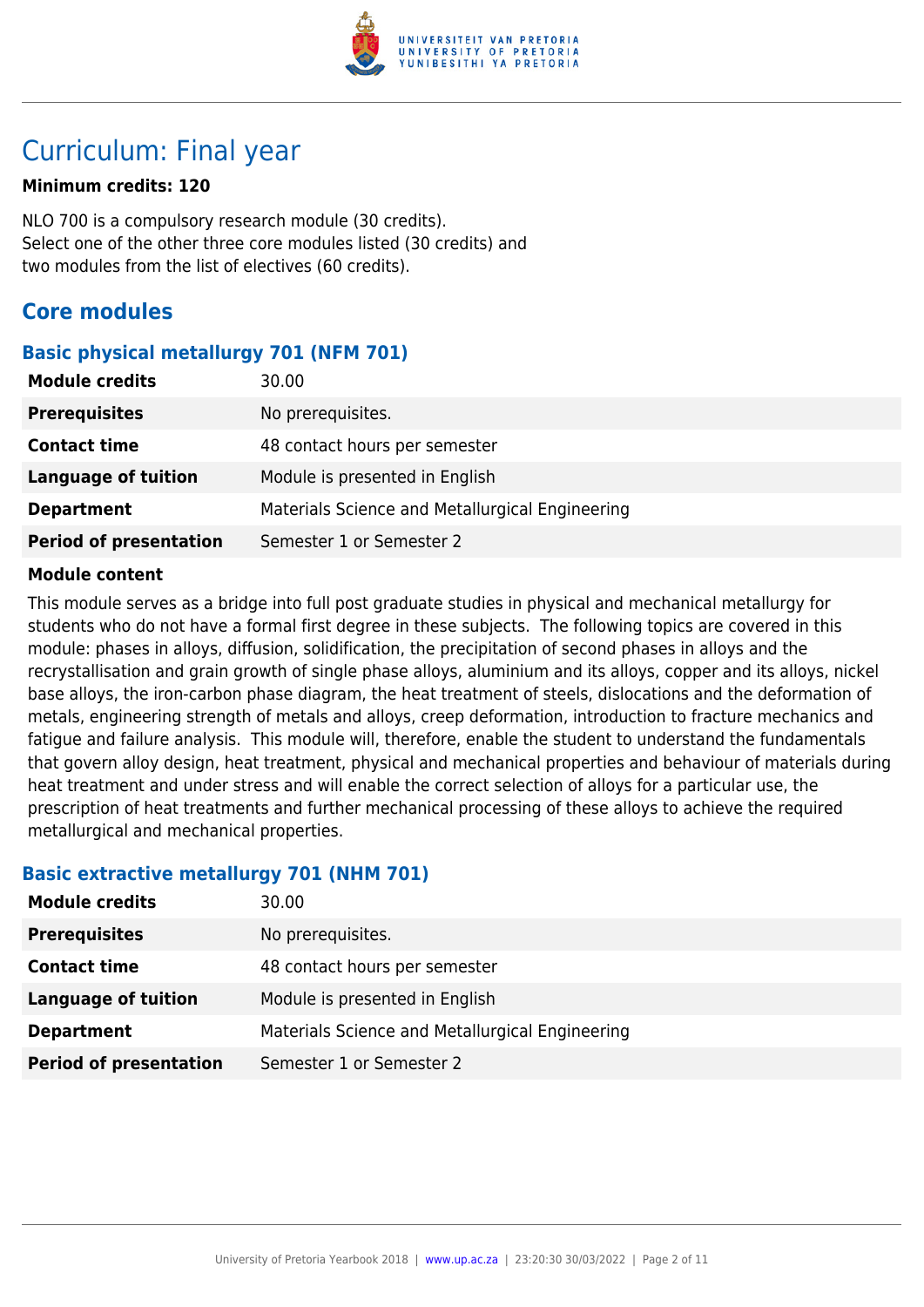# Curriculum: Final year

**Minimum credits: 120**

NLO 700 is a compulsory research module (30 credits).
Select one of the other three core modules listed (30 credits) and
two modules from the list of electives (60 credits).

## Core modules

### Basic physical metallurgy 701 (NFM 701)

| | |
|---|---|
| **Module credits** | 30.00 |
| **Prerequisites** | No prerequisites. |
| **Contact time** | 48 contact hours per semester |
| **Language of tuition** | Module is presented in English |
| **Department** | Materials Science and Metallurgical Engineering |
| **Period of presentation** | Semester 1 or Semester 2 |

**Module content**

This module serves as a bridge into full post graduate studies in physical and mechanical metallurgy for students who do not have a formal first degree in these subjects. The following topics are covered in this module: phases in alloys, diffusion, solidification, the precipitation of second phases in alloys and the recrystallisation and grain growth of single phase alloys, aluminium and its alloys, copper and its alloys, nickel base alloys, the iron-carbon phase diagram, the heat treatment of steels, dislocations and the deformation of metals, engineering strength of metals and alloys, creep deformation, introduction to fracture mechanics and fatigue and failure analysis. This module will, therefore, enable the student to understand the fundamentals that govern alloy design, heat treatment, physical and mechanical properties and behaviour of materials during heat treatment and under stress and will enable the correct selection of alloys for a particular use, the prescription of heat treatments and further mechanical processing of these alloys to achieve the required metallurgical and mechanical properties.

### Basic extractive metallurgy 701 (NHM 701)

| | |
|---|---|
| **Module credits** | 30.00 |
| **Prerequisites** | No prerequisites. |
| **Contact time** | 48 contact hours per semester |
| **Language of tuition** | Module is presented in English |
| **Department** | Materials Science and Metallurgical Engineering |
| **Period of presentation** | Semester 1 or Semester 2 |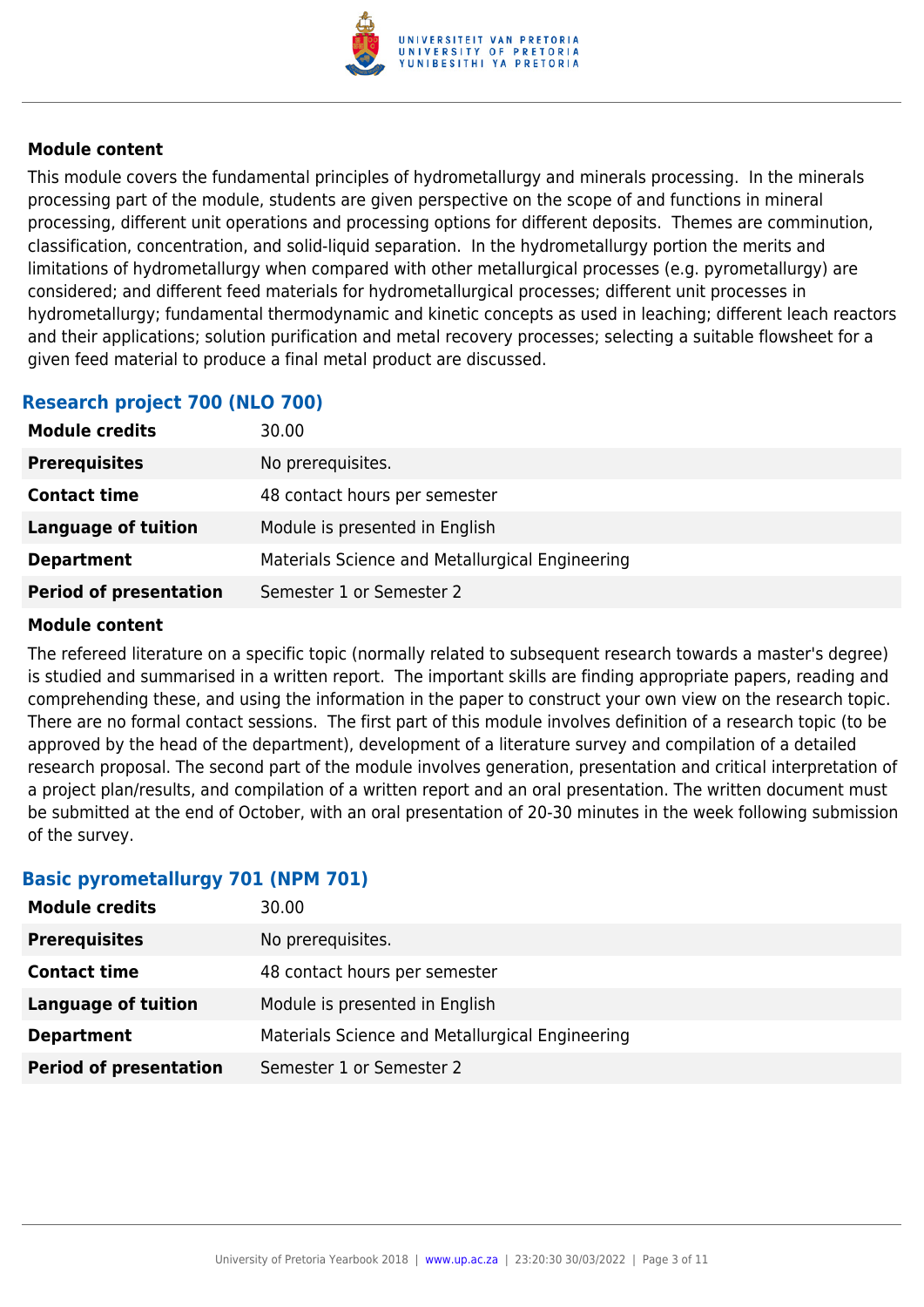#### Module content

This module covers the fundamental principles of hydrometallurgy and minerals processing. In the minerals processing part of the module, students are given perspective on the scope of and functions in mineral processing, different unit operations and processing options for different deposits. Themes are comminution, classification, concentration, and solid-liquid separation. In the hydrometallurgy portion the merits and limitations of hydrometallurgy when compared with other metallurgical processes (e.g. pyrometallurgy) are considered; and different feed materials for hydrometallurgical processes; different unit processes in hydrometallurgy; fundamental thermodynamic and kinetic concepts as used in leaching; different leach reactors and their applications; solution purification and metal recovery processes; selecting a suitable flowsheet for a given feed material to produce a final metal product are discussed.

### Research project 700 (NLO 700)

| | |
|---|---|
| **Module credits** | 30.00 |
| **Prerequisites** | No prerequisites. |
| **Contact time** | 48 contact hours per semester |
| **Language of tuition** | Module is presented in English |
| **Department** | Materials Science and Metallurgical Engineering |
| **Period of presentation** | Semester 1 or Semester 2 |

#### Module content

The refereed literature on a specific topic (normally related to subsequent research towards a master's degree) is studied and summarised in a written report. The important skills are finding appropriate papers, reading and comprehending these, and using the information in the paper to construct your own view on the research topic. There are no formal contact sessions. The first part of this module involves definition of a research topic (to be approved by the head of the department), development of a literature survey and compilation of a detailed research proposal. The second part of the module involves generation, presentation and critical interpretation of a project plan/results, and compilation of a written report and an oral presentation. The written document must be submitted at the end of October, with an oral presentation of 20-30 minutes in the week following submission of the survey.

### Basic pyrometallurgy 701 (NPM 701)

| | |
|---|---|
| **Module credits** | 30.00 |
| **Prerequisites** | No prerequisites. |
| **Contact time** | 48 contact hours per semester |
| **Language of tuition** | Module is presented in English |
| **Department** | Materials Science and Metallurgical Engineering |
| **Period of presentation** | Semester 1 or Semester 2 |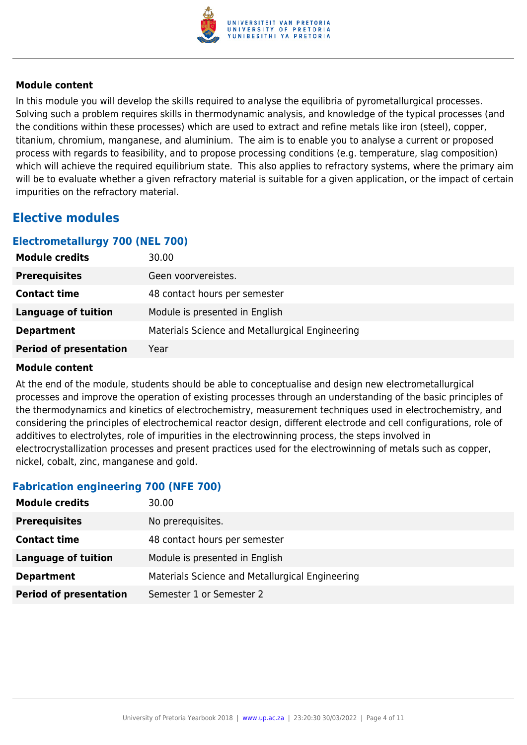#### Module content

In this module you will develop the skills required to analyse the equilibria of pyrometallurgical processes. Solving such a problem requires skills in thermodynamic analysis, and knowledge of the typical processes (and the conditions within these processes) which are used to extract and refine metals like iron (steel), copper, titanium, chromium, manganese, and aluminium. The aim is to enable you to analyse a current or proposed process with regards to feasibility, and to propose processing conditions (e.g. temperature, slag composition) which will achieve the required equilibrium state. This also applies to refractory systems, where the primary aim will be to evaluate whether a given refractory material is suitable for a given application, or the impact of certain impurities on the refractory material.

## Elective modules

### Electrometallurgy 700 (NEL 700)

| | |
|---|---|
| **Module credits** | 30.00 |
| **Prerequisites** | Geen voorvereistes. |
| **Contact time** | 48 contact hours per semester |
| **Language of tuition** | Module is presented in English |
| **Department** | Materials Science and Metallurgical Engineering |
| **Period of presentation** | Year |

#### Module content

At the end of the module, students should be able to conceptualise and design new electrometallurgical processes and improve the operation of existing processes through an understanding of the basic principles of the thermodynamics and kinetics of electrochemistry, measurement techniques used in electrochemistry, and considering the principles of electrochemical reactor design, different electrode and cell configurations, role of additives to electrolytes, role of impurities in the electrowinning process, the steps involved in electrocrystallization processes and present practices used for the electrowinning of metals such as copper, nickel, cobalt, zinc, manganese and gold.

### Fabrication engineering 700 (NFE 700)

| | |
|---|---|
| **Module credits** | 30.00 |
| **Prerequisites** | No prerequisites. |
| **Contact time** | 48 contact hours per semester |
| **Language of tuition** | Module is presented in English |
| **Department** | Materials Science and Metallurgical Engineering |
| **Period of presentation** | Semester 1 or Semester 2 |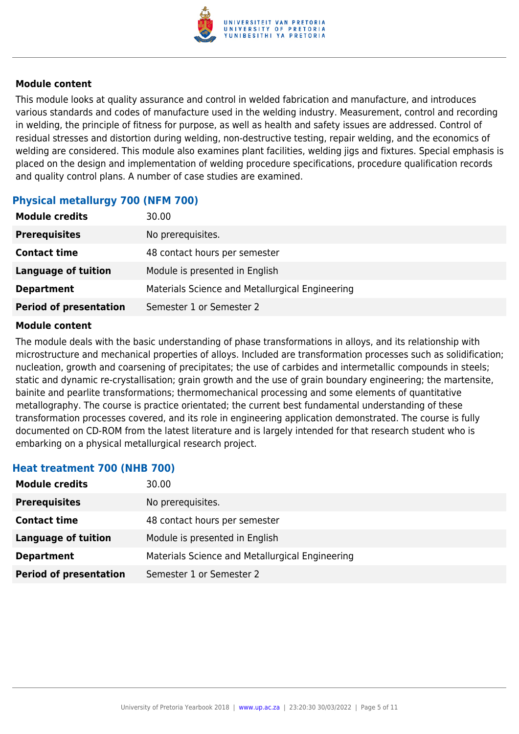### Module content

This module looks at quality assurance and control in welded fabrication and manufacture, and introduces various standards and codes of manufacture used in the welding industry. Measurement, control and recording in welding, the principle of fitness for purpose, as well as health and safety issues are addressed. Control of residual stresses and distortion during welding, non-destructive testing, repair welding, and the economics of welding are considered. This module also examines plant facilities, welding jigs and fixtures. Special emphasis is placed on the design and implementation of welding procedure specifications, procedure qualification records and quality control plans. A number of case studies are examined.

## Physical metallurgy 700 (NFM 700)

| | |
|---|---|
| **Module credits** | 30.00 |
| **Prerequisites** | No prerequisites. |
| **Contact time** | 48 contact hours per semester |
| **Language of tuition** | Module is presented in English |
| **Department** | Materials Science and Metallurgical Engineering |
| **Period of presentation** | Semester 1 or Semester 2 |

### Module content

The module deals with the basic understanding of phase transformations in alloys, and its relationship with microstructure and mechanical properties of alloys. Included are transformation processes such as solidification; nucleation, growth and coarsening of precipitates; the use of carbides and intermetallic compounds in steels; static and dynamic re-crystallisation; grain growth and the use of grain boundary engineering; the martensite, bainite and pearlite transformations; thermomechanical processing and some elements of quantitative metallography. The course is practice orientated; the current best fundamental understanding of these transformation processes covered, and its role in engineering application demonstrated. The course is fully documented on CD-ROM from the latest literature and is largely intended for that research student who is embarking on a physical metallurgical research project.

## Heat treatment 700 (NHB 700)

| | |
|---|---|
| **Module credits** | 30.00 |
| **Prerequisites** | No prerequisites. |
| **Contact time** | 48 contact hours per semester |
| **Language of tuition** | Module is presented in English |
| **Department** | Materials Science and Metallurgical Engineering |
| **Period of presentation** | Semester 1 or Semester 2 |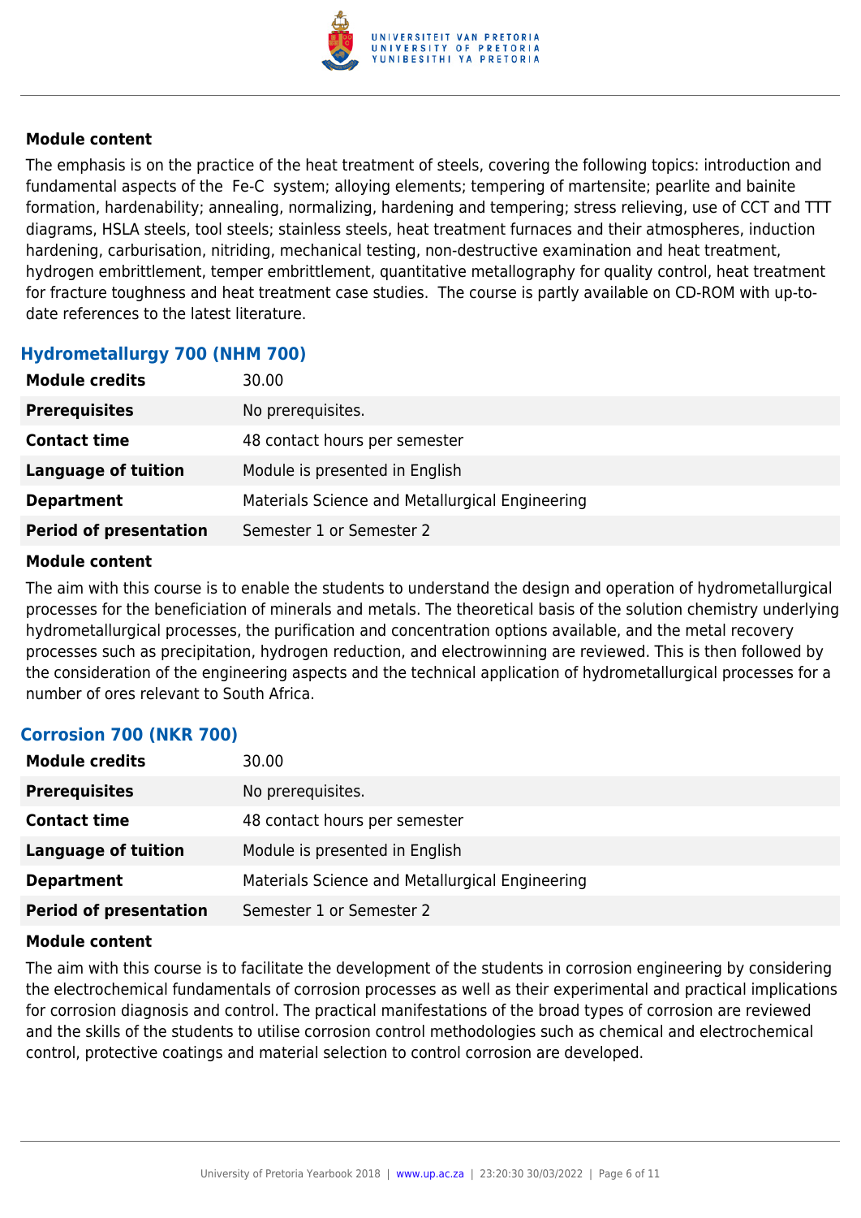#### Module content

The emphasis is on the practice of the heat treatment of steels, covering the following topics: introduction and fundamental aspects of the Fe-C system; alloying elements; tempering of martensite; pearlite and bainite formation, hardenability; annealing, normalizing, hardening and tempering; stress relieving, use of CCT and TTT diagrams, HSLA steels, tool steels; stainless steels, heat treatment furnaces and their atmospheres, induction hardening, carburisation, nitriding, mechanical testing, non-destructive examination and heat treatment, hydrogen embrittlement, temper embrittlement, quantitative metallography for quality control, heat treatment for fracture toughness and heat treatment case studies. The course is partly available on CD-ROM with up-to-date references to the latest literature.

### Hydrometallurgy 700 (NHM 700)

| | |
|---|---|
| **Module credits** | 30.00 |
| **Prerequisites** | No prerequisites. |
| **Contact time** | 48 contact hours per semester |
| **Language of tuition** | Module is presented in English |
| **Department** | Materials Science and Metallurgical Engineering |
| **Period of presentation** | Semester 1 or Semester 2 |

#### Module content

The aim with this course is to enable the students to understand the design and operation of hydrometallurgical processes for the beneficiation of minerals and metals. The theoretical basis of the solution chemistry underlying hydrometallurgical processes, the purification and concentration options available, and the metal recovery processes such as precipitation, hydrogen reduction, and electrowinning are reviewed. This is then followed by the consideration of the engineering aspects and the technical application of hydrometallurgical processes for a number of ores relevant to South Africa.

### Corrosion 700 (NKR 700)

| | |
|---|---|
| **Module credits** | 30.00 |
| **Prerequisites** | No prerequisites. |
| **Contact time** | 48 contact hours per semester |
| **Language of tuition** | Module is presented in English |
| **Department** | Materials Science and Metallurgical Engineering |
| **Period of presentation** | Semester 1 or Semester 2 |

#### Module content

The aim with this course is to facilitate the development of the students in corrosion engineering by considering the electrochemical fundamentals of corrosion processes as well as their experimental and practical implications for corrosion diagnosis and control. The practical manifestations of the broad types of corrosion are reviewed and the skills of the students to utilise corrosion control methodologies such as chemical and electrochemical control, protective coatings and material selection to control corrosion are developed.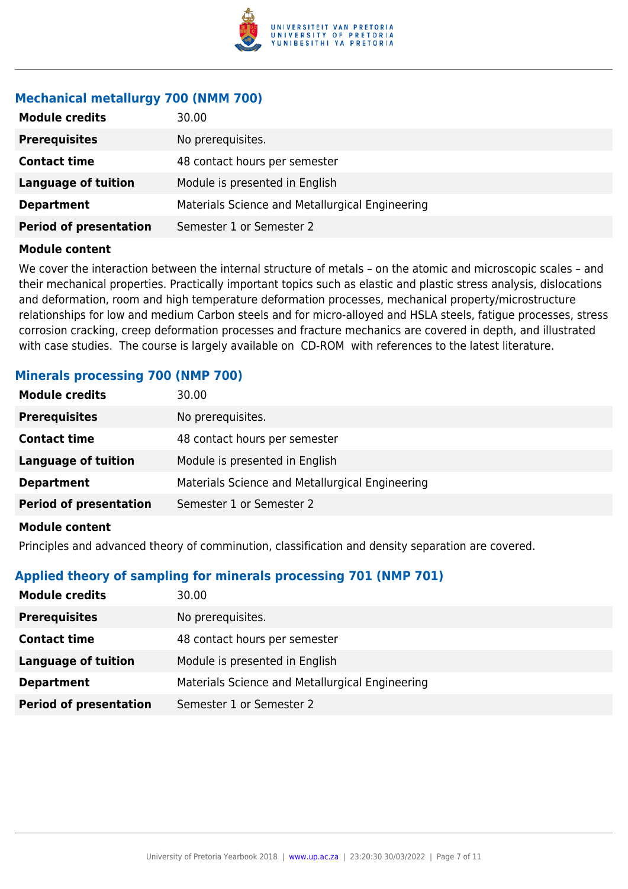### Mechanical metallurgy 700 (NMM 700)

| | |
|---|---|
| **Module credits** | 30.00 |
| **Prerequisites** | No prerequisites. |
| **Contact time** | 48 contact hours per semester |
| **Language of tuition** | Module is presented in English |
| **Department** | Materials Science and Metallurgical Engineering |
| **Period of presentation** | Semester 1 or Semester 2 |

**Module content**

We cover the interaction between the internal structure of metals – on the atomic and microscopic scales – and their mechanical properties. Practically important topics such as elastic and plastic stress analysis, dislocations and deformation, room and high temperature deformation processes, mechanical property/microstructure relationships for low and medium Carbon steels and for micro-alloyed and HSLA steels, fatigue processes, stress corrosion cracking, creep deformation processes and fracture mechanics are covered in depth, and illustrated with case studies. The course is largely available on CD-ROM with references to the latest literature.

### Minerals processing 700 (NMP 700)

| | |
|---|---|
| **Module credits** | 30.00 |
| **Prerequisites** | No prerequisites. |
| **Contact time** | 48 contact hours per semester |
| **Language of tuition** | Module is presented in English |
| **Department** | Materials Science and Metallurgical Engineering |
| **Period of presentation** | Semester 1 or Semester 2 |

**Module content**

Principles and advanced theory of comminution, classification and density separation are covered.

### Applied theory of sampling for minerals processing 701 (NMP 701)

| | |
|---|---|
| **Module credits** | 30.00 |
| **Prerequisites** | No prerequisites. |
| **Contact time** | 48 contact hours per semester |
| **Language of tuition** | Module is presented in English |
| **Department** | Materials Science and Metallurgical Engineering |
| **Period of presentation** | Semester 1 or Semester 2 |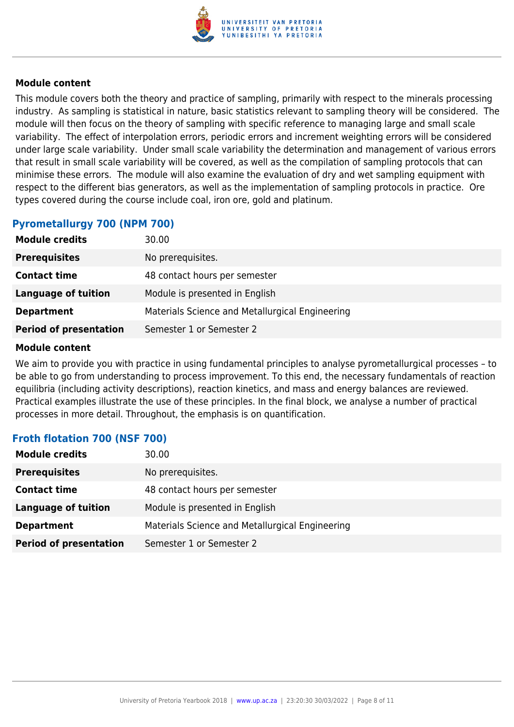**Module content**

This module covers both the theory and practice of sampling, primarily with respect to the minerals processing industry. As sampling is statistical in nature, basic statistics relevant to sampling theory will be considered. The module will then focus on the theory of sampling with specific reference to managing large and small scale variability. The effect of interpolation errors, periodic errors and increment weighting errors will be considered under large scale variability. Under small scale variability the determination and management of various errors that result in small scale variability will be covered, as well as the compilation of sampling protocols that can minimise these errors. The module will also examine the evaluation of dry and wet sampling equipment with respect to the different bias generators, as well as the implementation of sampling protocols in practice. Ore types covered during the course include coal, iron ore, gold and platinum.

### Pyrometallurgy 700 (NPM 700)

| | |
|---|---|
| **Module credits** | 30.00 |
| **Prerequisites** | No prerequisites. |
| **Contact time** | 48 contact hours per semester |
| **Language of tuition** | Module is presented in English |
| **Department** | Materials Science and Metallurgical Engineering |
| **Period of presentation** | Semester 1 or Semester 2 |

**Module content**

We aim to provide you with practice in using fundamental principles to analyse pyrometallurgical processes – to be able to go from understanding to process improvement. To this end, the necessary fundamentals of reaction equilibria (including activity descriptions), reaction kinetics, and mass and energy balances are reviewed. Practical examples illustrate the use of these principles. In the final block, we analyse a number of practical processes in more detail. Throughout, the emphasis is on quantification.

### Froth flotation 700 (NSF 700)

| | |
|---|---|
| **Module credits** | 30.00 |
| **Prerequisites** | No prerequisites. |
| **Contact time** | 48 contact hours per semester |
| **Language of tuition** | Module is presented in English |
| **Department** | Materials Science and Metallurgical Engineering |
| **Period of presentation** | Semester 1 or Semester 2 |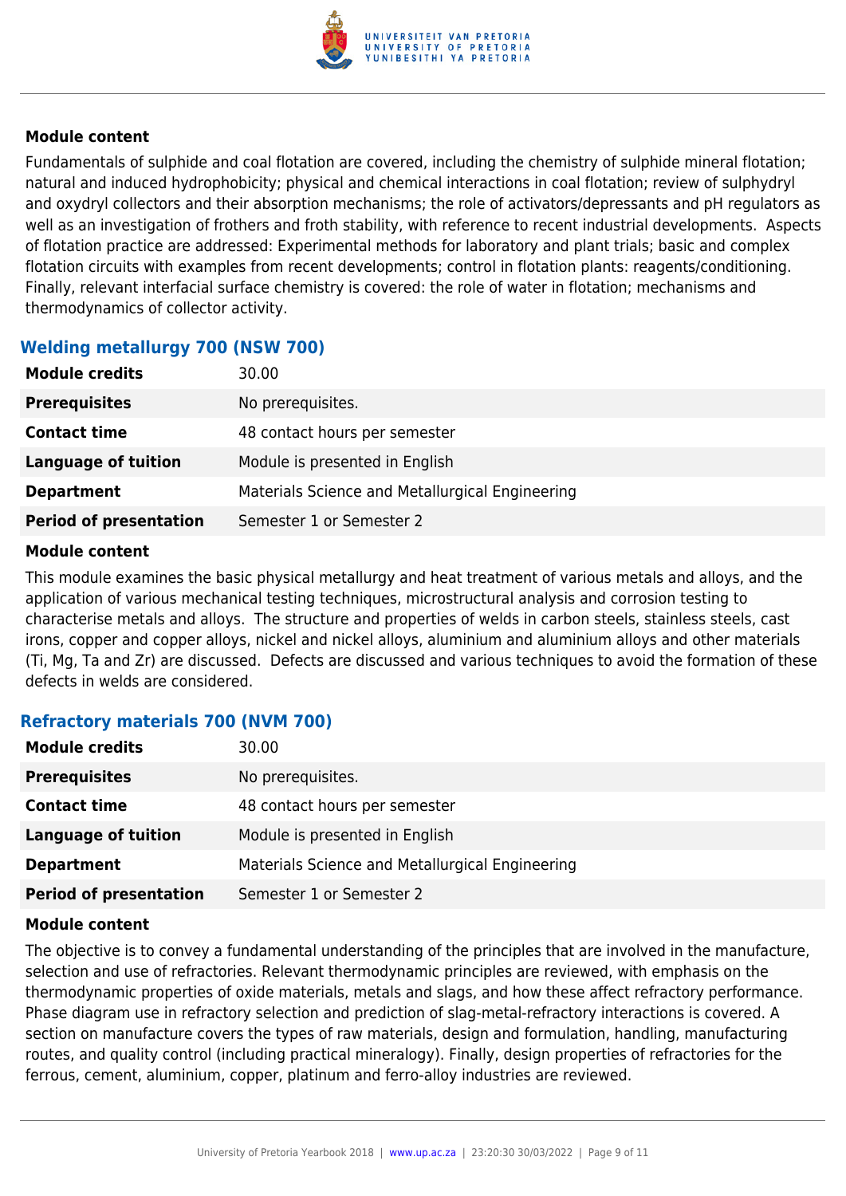**Module content**

Fundamentals of sulphide and coal flotation are covered, including the chemistry of sulphide mineral flotation; natural and induced hydrophobicity; physical and chemical interactions in coal flotation; review of sulphydryl and oxydryl collectors and their absorption mechanisms; the role of activators/depressants and pH regulators as well as an investigation of frothers and froth stability, with reference to recent industrial developments. Aspects of flotation practice are addressed: Experimental methods for laboratory and plant trials; basic and complex flotation circuits with examples from recent developments; control in flotation plants: reagents/conditioning. Finally, relevant interfacial surface chemistry is covered: the role of water in flotation; mechanisms and thermodynamics of collector activity.

### Welding metallurgy 700 (NSW 700)

| | |
|---|---|
| **Module credits** | 30.00 |
| **Prerequisites** | No prerequisites. |
| **Contact time** | 48 contact hours per semester |
| **Language of tuition** | Module is presented in English |
| **Department** | Materials Science and Metallurgical Engineering |
| **Period of presentation** | Semester 1 or Semester 2 |

**Module content**

This module examines the basic physical metallurgy and heat treatment of various metals and alloys, and the application of various mechanical testing techniques, microstructural analysis and corrosion testing to characterise metals and alloys. The structure and properties of welds in carbon steels, stainless steels, cast irons, copper and copper alloys, nickel and nickel alloys, aluminium and aluminium alloys and other materials (Ti, Mg, Ta and Zr) are discussed. Defects are discussed and various techniques to avoid the formation of these defects in welds are considered.

### Refractory materials 700 (NVM 700)

| | |
|---|---|
| **Module credits** | 30.00 |
| **Prerequisites** | No prerequisites. |
| **Contact time** | 48 contact hours per semester |
| **Language of tuition** | Module is presented in English |
| **Department** | Materials Science and Metallurgical Engineering |
| **Period of presentation** | Semester 1 or Semester 2 |

**Module content**

The objective is to convey a fundamental understanding of the principles that are involved in the manufacture, selection and use of refractories. Relevant thermodynamic principles are reviewed, with emphasis on the thermodynamic properties of oxide materials, metals and slags, and how these affect refractory performance. Phase diagram use in refractory selection and prediction of slag-metal-refractory interactions is covered. A section on manufacture covers the types of raw materials, design and formulation, handling, manufacturing routes, and quality control (including practical mineralogy). Finally, design properties of refractories for the ferrous, cement, aluminium, copper, platinum and ferro-alloy industries are reviewed.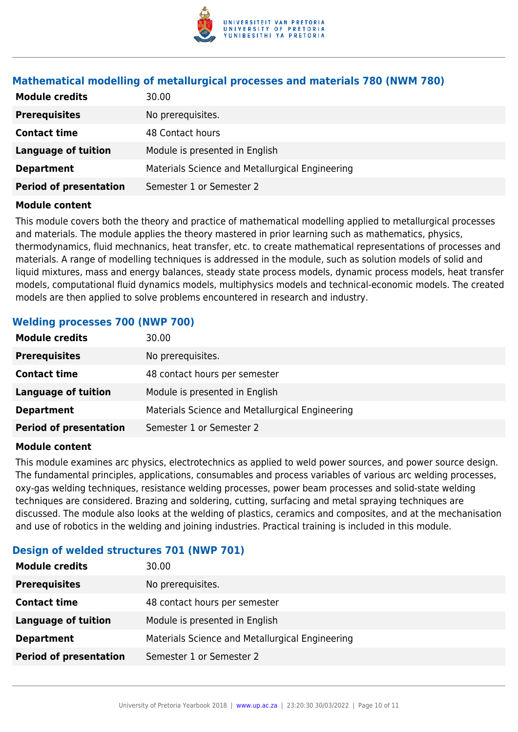### Mathematical modelling of metallurgical processes and materials 780 (NWM 780)

| | |
|---|---|
| **Module credits** | 30.00 |
| **Prerequisites** | No prerequisites. |
| **Contact time** | 48 Contact hours |
| **Language of tuition** | Module is presented in English |
| **Department** | Materials Science and Metallurgical Engineering |
| **Period of presentation** | Semester 1 or Semester 2 |

**Module content**

This module covers both the theory and practice of mathematical modelling applied to metallurgical processes and materials. The module applies the theory mastered in prior learning such as mathematics, physics, thermodynamics, fluid mechnanics, heat transfer, etc. to create mathematical representations of processes and materials. A range of modelling techniques is addressed in the module, such as solution models of solid and liquid mixtures, mass and energy balances, steady state process models, dynamic process models, heat transfer models, computational fluid dynamics models, multiphysics models and technical-economic models. The created models are then applied to solve problems encountered in research and industry.

### Welding processes 700 (NWP 700)

| | |
|---|---|
| **Module credits** | 30.00 |
| **Prerequisites** | No prerequisites. |
| **Contact time** | 48 contact hours per semester |
| **Language of tuition** | Module is presented in English |
| **Department** | Materials Science and Metallurgical Engineering |
| **Period of presentation** | Semester 1 or Semester 2 |

**Module content**

This module examines arc physics, electrotechnics as applied to weld power sources, and power source design. The fundamental principles, applications, consumables and process variables of various arc welding processes, oxy-gas welding techniques, resistance welding processes, power beam processes and solid-state welding techniques are considered. Brazing and soldering, cutting, surfacing and metal spraying techniques are discussed. The module also looks at the welding of plastics, ceramics and composites, and at the mechanisation and use of robotics in the welding and joining industries. Practical training is included in this module.

### Design of welded structures 701 (NWP 701)

| | |
|---|---|
| **Module credits** | 30.00 |
| **Prerequisites** | No prerequisites. |
| **Contact time** | 48 contact hours per semester |
| **Language of tuition** | Module is presented in English |
| **Department** | Materials Science and Metallurgical Engineering |
| **Period of presentation** | Semester 1 or Semester 2 |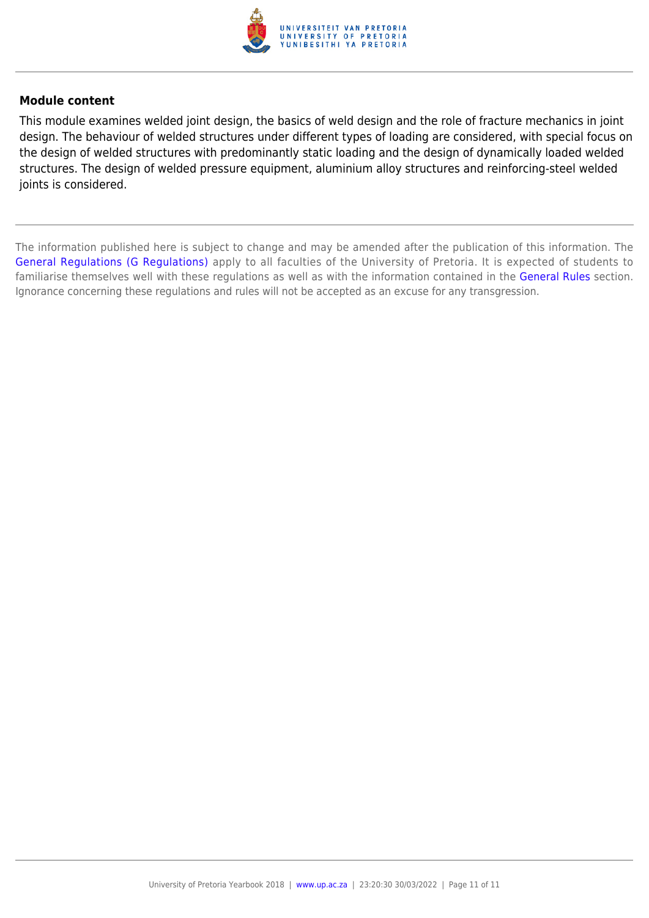**Module content**

This module examines welded joint design, the basics of weld design and the role of fracture mechanics in joint design. The behaviour of welded structures under different types of loading are considered, with special focus on the design of welded structures with predominantly static loading and the design of dynamically loaded welded structures. The design of welded pressure equipment, aluminium alloy structures and reinforcing-steel welded joints is considered.

The information published here is subject to change and may be amended after the publication of this information. The General Regulations (G Regulations) apply to all faculties of the University of Pretoria. It is expected of students to familiarise themselves well with these regulations as well as with the information contained in the General Rules section. Ignorance concerning these regulations and rules will not be accepted as an excuse for any transgression.